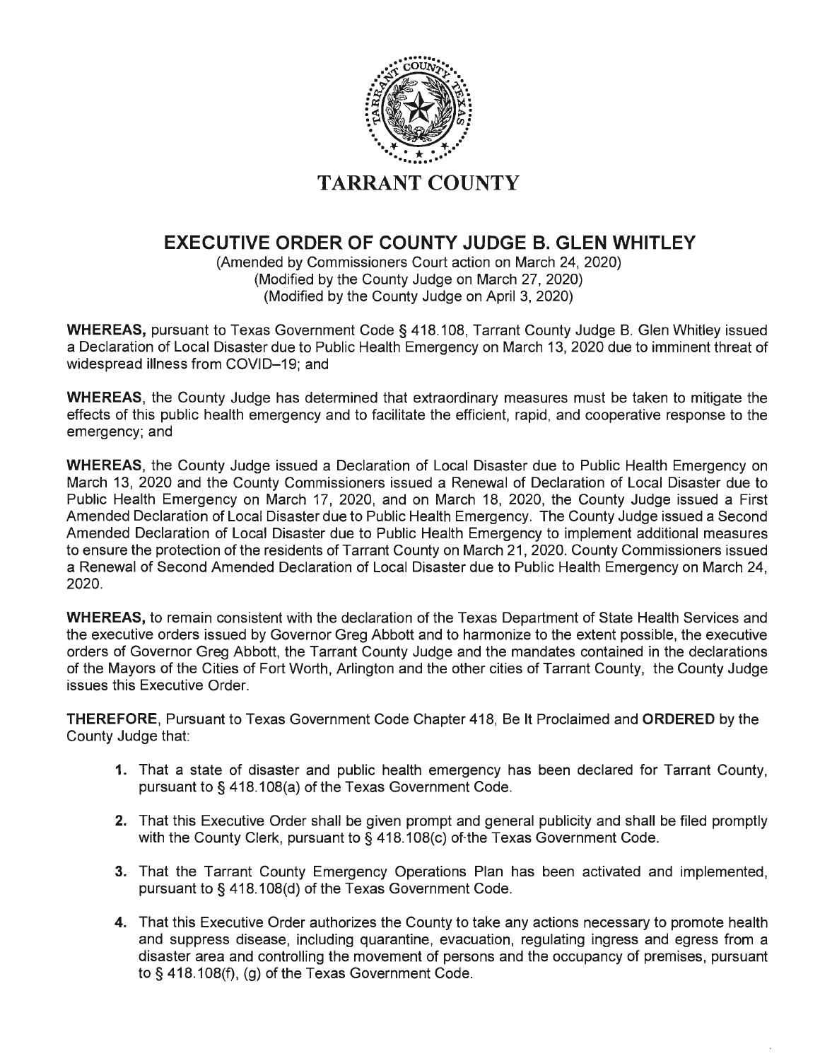# TARRANT COUNTY

## EXECUTIVE ORDER OF COUNTY JUDGE B. GLEN WHITLEY

(Amended by Commissioners Court action on March 24, 2020)
(Modified by the County Judge on March 27, 2020)
(Modified by the County Judge on April 3, 2020)

**WHEREAS,** pursuant to Texas Government Code § 418.108, Tarrant County Judge B. Glen Whitley issued a Declaration of Local Disaster due to Public Health Emergency on March 13, 2020 due to imminent threat of widespread illness from COVID–19; and

**WHEREAS**, the County Judge has determined that extraordinary measures must be taken to mitigate the effects of this public health emergency and to facilitate the efficient, rapid, and cooperative response to the emergency; and

**WHEREAS**, the County Judge issued a Declaration of Local Disaster due to Public Health Emergency on March 13, 2020 and the County Commissioners issued a Renewal of Declaration of Local Disaster due to Public Health Emergency on March 17, 2020, and on March 18, 2020, the County Judge issued a First Amended Declaration of Local Disaster due to Public Health Emergency. The County Judge issued a Second Amended Declaration of Local Disaster due to Public Health Emergency to implement additional measures to ensure the protection of the residents of Tarrant County on March 21, 2020. County Commissioners issued a Renewal of Second Amended Declaration of Local Disaster due to Public Health Emergency on March 24, 2020.

**WHEREAS,** to remain consistent with the declaration of the Texas Department of State Health Services and the executive orders issued by Governor Greg Abbott and to harmonize to the extent possible, the executive orders of Governor Greg Abbott, the Tarrant County Judge and the mandates contained in the declarations of the Mayors of the Cities of Fort Worth, Arlington and the other cities of Tarrant County, the County Judge issues this Executive Order.

**THEREFORE**, Pursuant to Texas Government Code Chapter 418, Be It Proclaimed and **ORDERED** by the County Judge that:

1. That a state of disaster and public health emergency has been declared for Tarrant County, pursuant to § 418.108(a) of the Texas Government Code.
2. That this Executive Order shall be given prompt and general publicity and shall be filed promptly with the County Clerk, pursuant to § 418.108(c) of the Texas Government Code.
3. That the Tarrant County Emergency Operations Plan has been activated and implemented, pursuant to § 418.108(d) of the Texas Government Code.
4. That this Executive Order authorizes the County to take any actions necessary to promote health and suppress disease, including quarantine, evacuation, regulating ingress and egress from a disaster area and controlling the movement of persons and the occupancy of premises, pursuant to § 418.108(f), (g) of the Texas Government Code.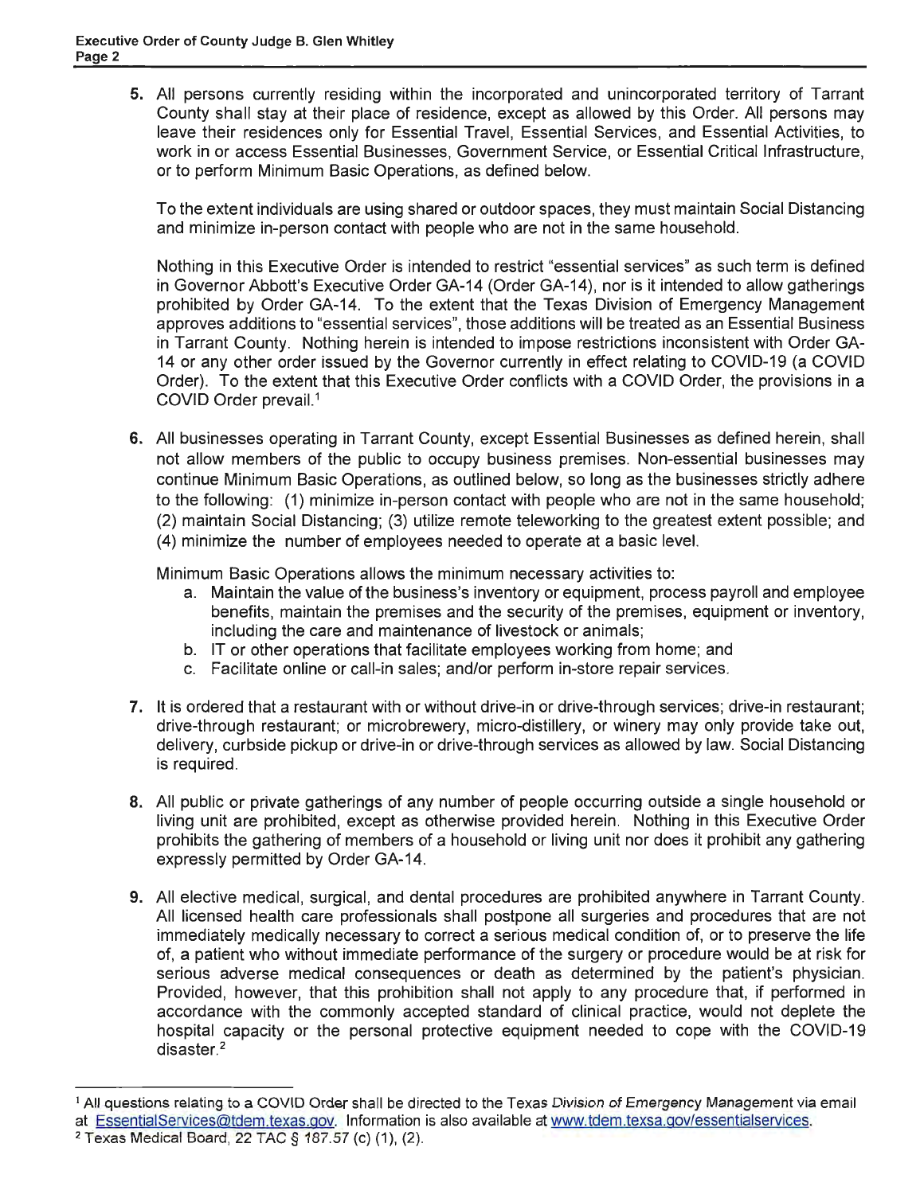5. All persons currently residing within the incorporated and unincorporated territory of Tarrant County shall stay at their place of residence, except as allowed by this Order. All persons may leave their residences only for Essential Travel, Essential Services, and Essential Activities, to work in or access Essential Businesses, Government Service, or Essential Critical Infrastructure, or to perform Minimum Basic Operations, as defined below.

   To the extent individuals are using shared or outdoor spaces, they must maintain Social Distancing and minimize in-person contact with people who are not in the same household.

   Nothing in this Executive Order is intended to restrict "essential services" as such term is defined in Governor Abbott's Executive Order GA-14 (Order GA-14), nor is it intended to allow gatherings prohibited by Order GA-14. To the extent that the Texas Division of Emergency Management approves additions to "essential services", those additions will be treated as an Essential Business in Tarrant County. Nothing herein is intended to impose restrictions inconsistent with Order GA-14 or any other order issued by the Governor currently in effect relating to COVID-19 (a COVID Order). To the extent that this Executive Order conflicts with a COVID Order, the provisions in a COVID Order prevail.[1]

6. All businesses operating in Tarrant County, except Essential Businesses as defined herein, shall not allow members of the public to occupy business premises. Non-essential businesses may continue Minimum Basic Operations, as outlined below, so long as the businesses strictly adhere to the following: (1) minimize in-person contact with people who are not in the same household; (2) maintain Social Distancing; (3) utilize remote teleworking to the greatest extent possible; and (4) minimize the number of employees needed to operate at a basic level.

   Minimum Basic Operations allows the minimum necessary activities to:

   a. Maintain the value of the business's inventory or equipment, process payroll and employee benefits, maintain the premises and the security of the premises, equipment or inventory, including the care and maintenance of livestock or animals;
   b. IT or other operations that facilitate employees working from home; and
   c. Facilitate online or call-in sales; and/or perform in-store repair services.

7. It is ordered that a restaurant with or without drive-in or drive-through services; drive-in restaurant; drive-through restaurant; or microbrewery, micro-distillery, or winery may only provide take out, delivery, curbside pickup or drive-in or drive-through services as allowed by law. Social Distancing is required.

8. All public or private gatherings of any number of people occurring outside a single household or living unit are prohibited, except as otherwise provided herein. Nothing in this Executive Order prohibits the gathering of members of a household or living unit nor does it prohibit any gathering expressly permitted by Order GA-14.

9. All elective medical, surgical, and dental procedures are prohibited anywhere in Tarrant County. All licensed health care professionals shall postpone all surgeries and procedures that are not immediately medically necessary to correct a serious medical condition of, or to preserve the life of, a patient who without immediate performance of the surgery or procedure would be at risk for serious adverse medical consequences or death as determined by the patient's physician. Provided, however, that this prohibition shall not apply to any procedure that, if performed in accordance with the commonly accepted standard of clinical practice, would not deplete the hospital capacity or the personal protective equipment needed to cope with the COVID-19 disaster.[2]

---

[1] All questions relating to a COVID Order shall be directed to the Texas Division of Emergency Management via email at EssentialServices@tdem.texas.gov. Information is also available at www.tdem.texsa.gov/essentialservices.

[2] Texas Medical Board, 22 TAC § 187.57 (c) (1), (2).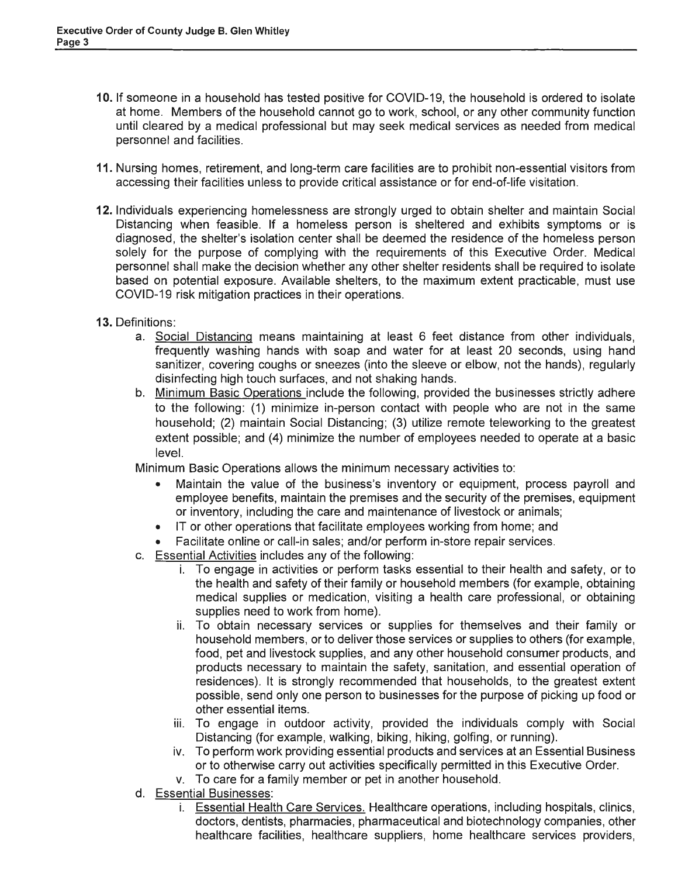10. If someone in a household has tested positive for COVID-19, the household is ordered to isolate at home. Members of the household cannot go to work, school, or any other community function until cleared by a medical professional but may seek medical services as needed from medical personnel and facilities.

11. Nursing homes, retirement, and long-term care facilities are to prohibit non-essential visitors from accessing their facilities unless to provide critical assistance or for end-of-life visitation.

12. Individuals experiencing homelessness are strongly urged to obtain shelter and maintain Social Distancing when feasible. If a homeless person is sheltered and exhibits symptoms or is diagnosed, the shelter's isolation center shall be deemed the residence of the homeless person solely for the purpose of complying with the requirements of this Executive Order. Medical personnel shall make the decision whether any other shelter residents shall be required to isolate based on potential exposure. Available shelters, to the maximum extent practicable, must use COVID-19 risk mitigation practices in their operations.

13. Definitions:
   a. Social Distancing means maintaining at least 6 feet distance from other individuals, frequently washing hands with soap and water for at least 20 seconds, using hand sanitizer, covering coughs or sneezes (into the sleeve or elbow, not the hands), regularly disinfecting high touch surfaces, and not shaking hands.
   b. Minimum Basic Operations include the following, provided the businesses strictly adhere to the following: (1) minimize in-person contact with people who are not in the same household; (2) maintain Social Distancing; (3) utilize remote teleworking to the greatest extent possible; and (4) minimize the number of employees needed to operate at a basic level.

   Minimum Basic Operations allows the minimum necessary activities to:
   - Maintain the value of the business's inventory or equipment, process payroll and employee benefits, maintain the premises and the security of the premises, equipment or inventory, including the care and maintenance of livestock or animals;
   - IT or other operations that facilitate employees working from home; and
   - Facilitate online or call-in sales; and/or perform in-store repair services.

   c. Essential Activities includes any of the following:
      i. To engage in activities or perform tasks essential to their health and safety, or to the health and safety of their family or household members (for example, obtaining medical supplies or medication, visiting a health care professional, or obtaining supplies need to work from home).
      ii. To obtain necessary services or supplies for themselves and their family or household members, or to deliver those services or supplies to others (for example, food, pet and livestock supplies, and any other household consumer products, and products necessary to maintain the safety, sanitation, and essential operation of residences). It is strongly recommended that households, to the greatest extent possible, send only one person to businesses for the purpose of picking up food or other essential items.
      iii. To engage in outdoor activity, provided the individuals comply with Social Distancing (for example, walking, biking, hiking, golfing, or running).
      iv. To perform work providing essential products and services at an Essential Business or to otherwise carry out activities specifically permitted in this Executive Order.
      v. To care for a family member or pet in another household.
   d. Essential Businesses:
      i. Essential Health Care Services. Healthcare operations, including hospitals, clinics, doctors, dentists, pharmacies, pharmaceutical and biotechnology companies, other healthcare facilities, healthcare suppliers, home healthcare services providers,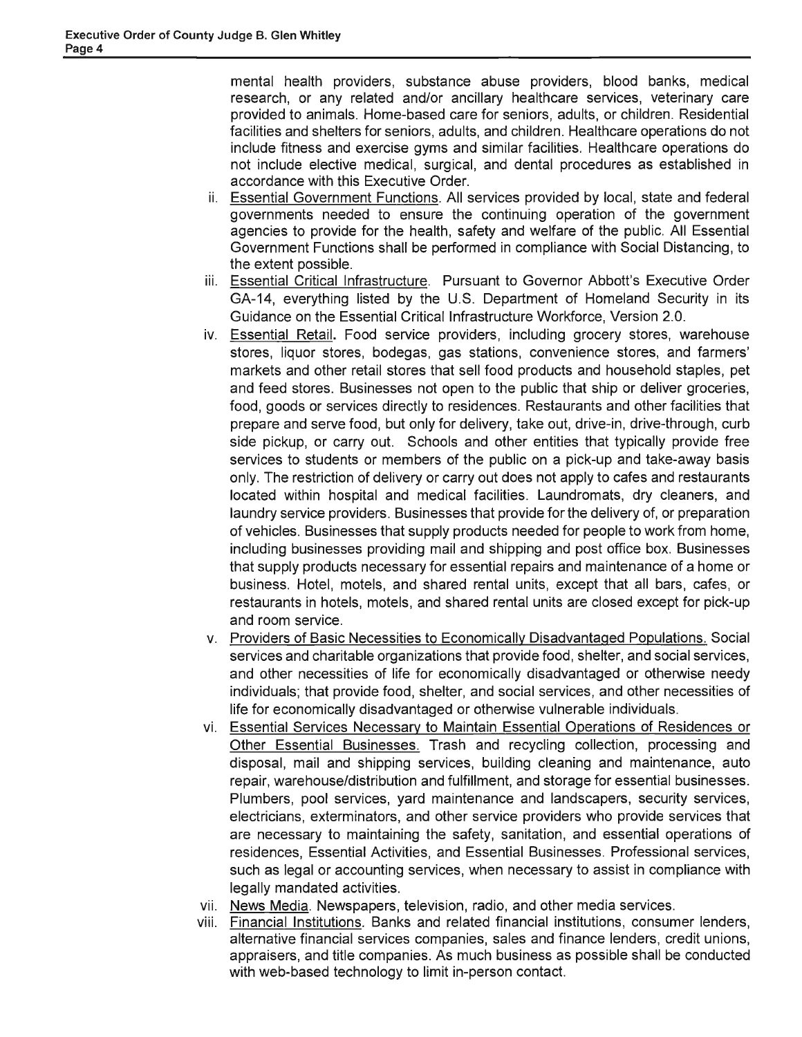mental health providers, substance abuse providers, blood banks, medical research, or any related and/or ancillary healthcare services, veterinary care provided to animals. Home-based care for seniors, adults, or children. Residential facilities and shelters for seniors, adults, and children. Healthcare operations do not include fitness and exercise gyms and similar facilities. Healthcare operations do not include elective medical, surgical, and dental procedures as established in accordance with this Executive Order.

ii. Essential Government Functions. All services provided by local, state and federal governments needed to ensure the continuing operation of the government agencies to provide for the health, safety and welfare of the public. All Essential Government Functions shall be performed in compliance with Social Distancing, to the extent possible.

iii. Essential Critical Infrastructure. Pursuant to Governor Abbott's Executive Order GA-14, everything listed by the U.S. Department of Homeland Security in its Guidance on the Essential Critical Infrastructure Workforce, Version 2.0.

iv. Essential Retail. Food service providers, including grocery stores, warehouse stores, liquor stores, bodegas, gas stations, convenience stores, and farmers' markets and other retail stores that sell food products and household staples, pet and feed stores. Businesses not open to the public that ship or deliver groceries, food, goods or services directly to residences. Restaurants and other facilities that prepare and serve food, but only for delivery, take out, drive-in, drive-through, curb side pickup, or carry out. Schools and other entities that typically provide free services to students or members of the public on a pick-up and take-away basis only. The restriction of delivery or carry out does not apply to cafes and restaurants located within hospital and medical facilities. Laundromats, dry cleaners, and laundry service providers. Businesses that provide for the delivery of, or preparation of vehicles. Businesses that supply products needed for people to work from home, including businesses providing mail and shipping and post office box. Businesses that supply products necessary for essential repairs and maintenance of a home or business. Hotel, motels, and shared rental units, except that all bars, cafes, or restaurants in hotels, motels, and shared rental units are closed except for pick-up and room service.

v. Providers of Basic Necessities to Economically Disadvantaged Populations. Social services and charitable organizations that provide food, shelter, and social services, and other necessities of life for economically disadvantaged or otherwise needy individuals; that provide food, shelter, and social services, and other necessities of life for economically disadvantaged or otherwise vulnerable individuals.

vi. Essential Services Necessary to Maintain Essential Operations of Residences or Other Essential Businesses. Trash and recycling collection, processing and disposal, mail and shipping services, building cleaning and maintenance, auto repair, warehouse/distribution and fulfillment, and storage for essential businesses. Plumbers, pool services, yard maintenance and landscapers, security services, electricians, exterminators, and other service providers who provide services that are necessary to maintaining the safety, sanitation, and essential operations of residences, Essential Activities, and Essential Businesses. Professional services, such as legal or accounting services, when necessary to assist in compliance with legally mandated activities.

vii. News Media. Newspapers, television, radio, and other media services.

viii. Financial Institutions. Banks and related financial institutions, consumer lenders, alternative financial services companies, sales and finance lenders, credit unions, appraisers, and title companies. As much business as possible shall be conducted with web-based technology to limit in-person contact.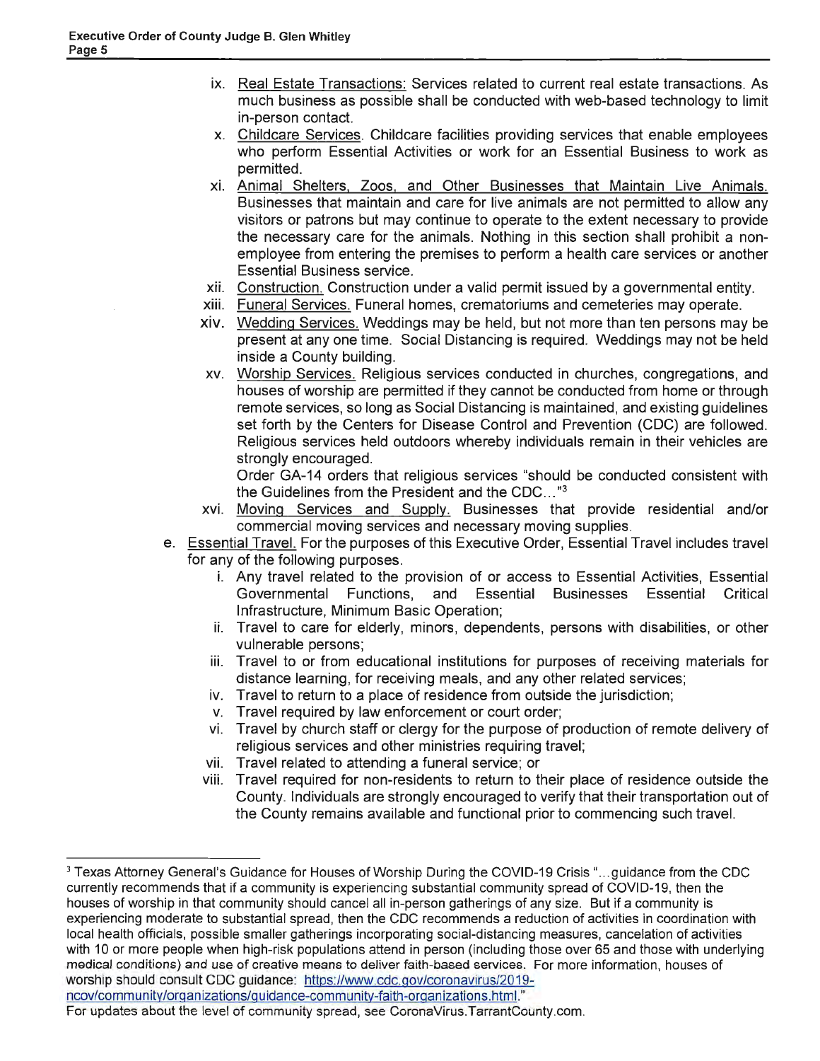- ix. Real Estate Transactions: Services related to current real estate transactions. As much business as possible shall be conducted with web-based technology to limit in-person contact.
- x. Childcare Services. Childcare facilities providing services that enable employees who perform Essential Activities or work for an Essential Business to work as permitted.
- xi. Animal Shelters, Zoos, and Other Businesses that Maintain Live Animals. Businesses that maintain and care for live animals are not permitted to allow any visitors or patrons but may continue to operate to the extent necessary to provide the necessary care for the animals. Nothing in this section shall prohibit a non-employee from entering the premises to perform a health care services or another Essential Business service.
- xii. Construction. Construction under a valid permit issued by a governmental entity.
- xiii. Funeral Services. Funeral homes, crematoriums and cemeteries may operate.
- xiv. Wedding Services. Weddings may be held, but not more than ten persons may be present at any one time. Social Distancing is required. Weddings may not be held inside a County building.
- xv. Worship Services. Religious services conducted in churches, congregations, and houses of worship are permitted if they cannot be conducted from home or through remote services, so long as Social Distancing is maintained, and existing guidelines set forth by the Centers for Disease Control and Prevention (CDC) are followed. Religious services held outdoors whereby individuals remain in their vehicles are strongly encouraged.

  Order GA-14 orders that religious services "should be conducted consistent with the Guidelines from the President and the CDC..."[3]
- xvi. Moving Services and Supply. Businesses that provide residential and/or commercial moving services and necessary moving supplies.

e. Essential Travel. For the purposes of this Executive Order, Essential Travel includes travel for any of the following purposes.

- i. Any travel related to the provision of or access to Essential Activities, Essential Governmental Functions, and Essential Businesses Essential Critical Infrastructure, Minimum Basic Operation;
- ii. Travel to care for elderly, minors, dependents, persons with disabilities, or other vulnerable persons;
- iii. Travel to or from educational institutions for purposes of receiving materials for distance learning, for receiving meals, and any other related services;
- iv. Travel to return to a place of residence from outside the jurisdiction;
- v. Travel required by law enforcement or court order;
- vi. Travel by church staff or clergy for the purpose of production of remote delivery of religious services and other ministries requiring travel;
- vii. Travel related to attending a funeral service; or
- viii. Travel required for non-residents to return to their place of residence outside the County. Individuals are strongly encouraged to verify that their transportation out of the County remains available and functional prior to commencing such travel.

---

[3] Texas Attorney General's Guidance for Houses of Worship During the COVID-19 Crisis "...guidance from the CDC currently recommends that if a community is experiencing substantial community spread of COVID-19, then the houses of worship in that community should cancel all in-person gatherings of any size. But if a community is experiencing moderate to substantial spread, then the CDC recommends a reduction of activities in coordination with local health officials, possible smaller gatherings incorporating social-distancing measures, cancelation of activities with 10 or more people when high-risk populations attend in person (including those over 65 and those with underlying medical conditions) and use of creative means to deliver faith-based services. For more information, houses of worship should consult CDC guidance: https://www.cdc.gov/coronavirus/2019-ncov/community/organizations/guidance-community-faith-organizations.html."
For updates about the level of community spread, see CoronaVirus.TarrantCounty.com.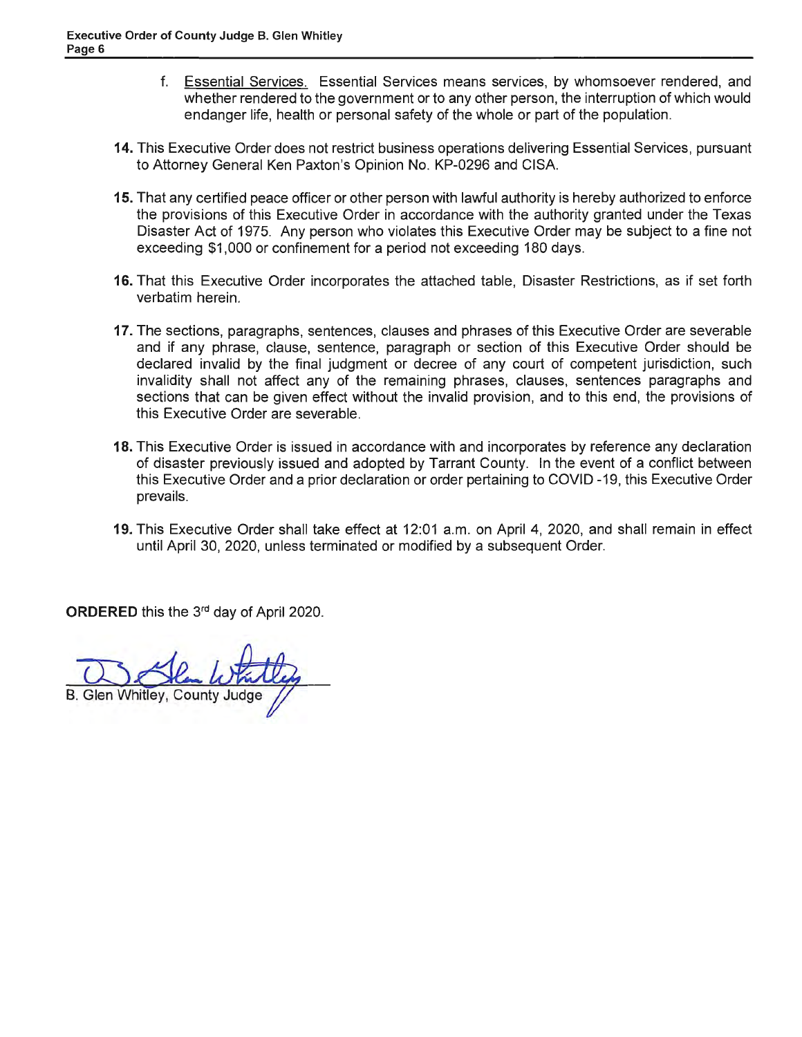f. <u>Essential Services.</u> Essential Services means services, by whomsoever rendered, and whether rendered to the government or to any other person, the interruption of which would endanger life, health or personal safety of the whole or part of the population.

**14.** This Executive Order does not restrict business operations delivering Essential Services, pursuant to Attorney General Ken Paxton's Opinion No. KP-0296 and CISA.

**15.** That any certified peace officer or other person with lawful authority is hereby authorized to enforce the provisions of this Executive Order in accordance with the authority granted under the Texas Disaster Act of 1975. Any person who violates this Executive Order may be subject to a fine not exceeding $1,000 or confinement for a period not exceeding 180 days.

**16.** That this Executive Order incorporates the attached table, Disaster Restrictions, as if set forth verbatim herein.

**17.** The sections, paragraphs, sentences, clauses and phrases of this Executive Order are severable and if any phrase, clause, sentence, paragraph or section of this Executive Order should be declared invalid by the final judgment or decree of any court of competent jurisdiction, such invalidity shall not affect any of the remaining phrases, clauses, sentences paragraphs and sections that can be given effect without the invalid provision, and to this end, the provisions of this Executive Order are severable.

**18.** This Executive Order is issued in accordance with and incorporates by reference any declaration of disaster previously issued and adopted by Tarrant County. In the event of a conflict between this Executive Order and a prior declaration or order pertaining to COVID -19, this Executive Order prevails.

**19.** This Executive Order shall take effect at 12:01 a.m. on April 4, 2020, and shall remain in effect until April 30, 2020, unless terminated or modified by a subsequent Order.

**ORDERED** this the 3rd day of April 2020.

B. Glen Whitley, County Judge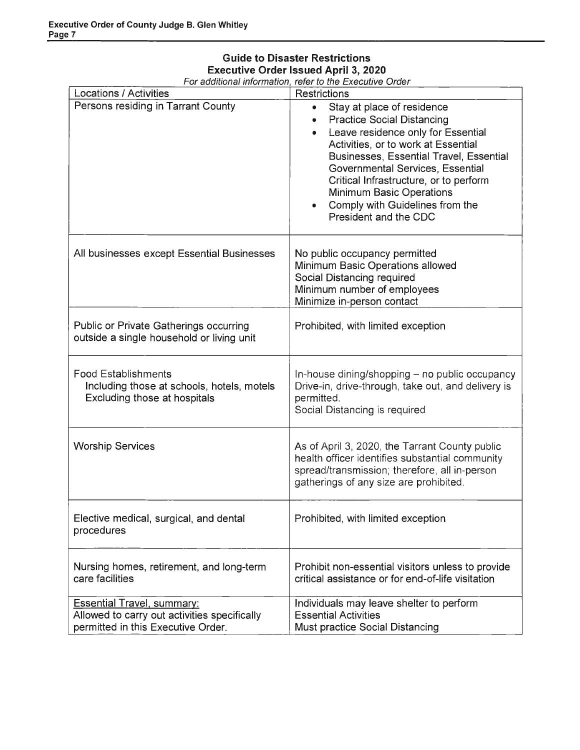## Guide to Disaster Restrictions
## Executive Order Issued April 3, 2020

*For additional information, refer to the Executive Order*

| Locations / Activities | Restrictions |
|---|---|
| Persons residing in Tarrant County | • Stay at place of residence<br>• Practice Social Distancing<br>• Leave residence only for Essential Activities, or to work at Essential Businesses, Essential Travel, Essential Governmental Services, Essential Critical Infrastructure, or to perform Minimum Basic Operations<br>• Comply with Guidelines from the President and the CDC |
| All businesses except Essential Businesses | No public occupancy permitted<br>Minimum Basic Operations allowed<br>Social Distancing required<br>Minimum number of employees<br>Minimize in-person contact |
| Public or Private Gatherings occurring outside a single household or living unit | Prohibited, with limited exception |
| Food Establishments<br>Including those at schools, hotels, motels<br>Excluding those at hospitals | In-house dining/shopping – no public occupancy<br>Drive-in, drive-through, take out, and delivery is permitted.<br>Social Distancing is required |
| Worship Services | As of April 3, 2020, the Tarrant County public health officer identifies substantial community spread/transmission; therefore, all in-person gatherings of any size are prohibited. |
| Elective medical, surgical, and dental procedures | Prohibited, with limited exception |
| Nursing homes, retirement, and long-term care facilities | Prohibit non-essential visitors unless to provide critical assistance or for end-of-life visitation |
| Essential Travel, summary:<br>Allowed to carry out activities specifically permitted in this Executive Order. | Individuals may leave shelter to perform Essential Activities<br>Must practice Social Distancing |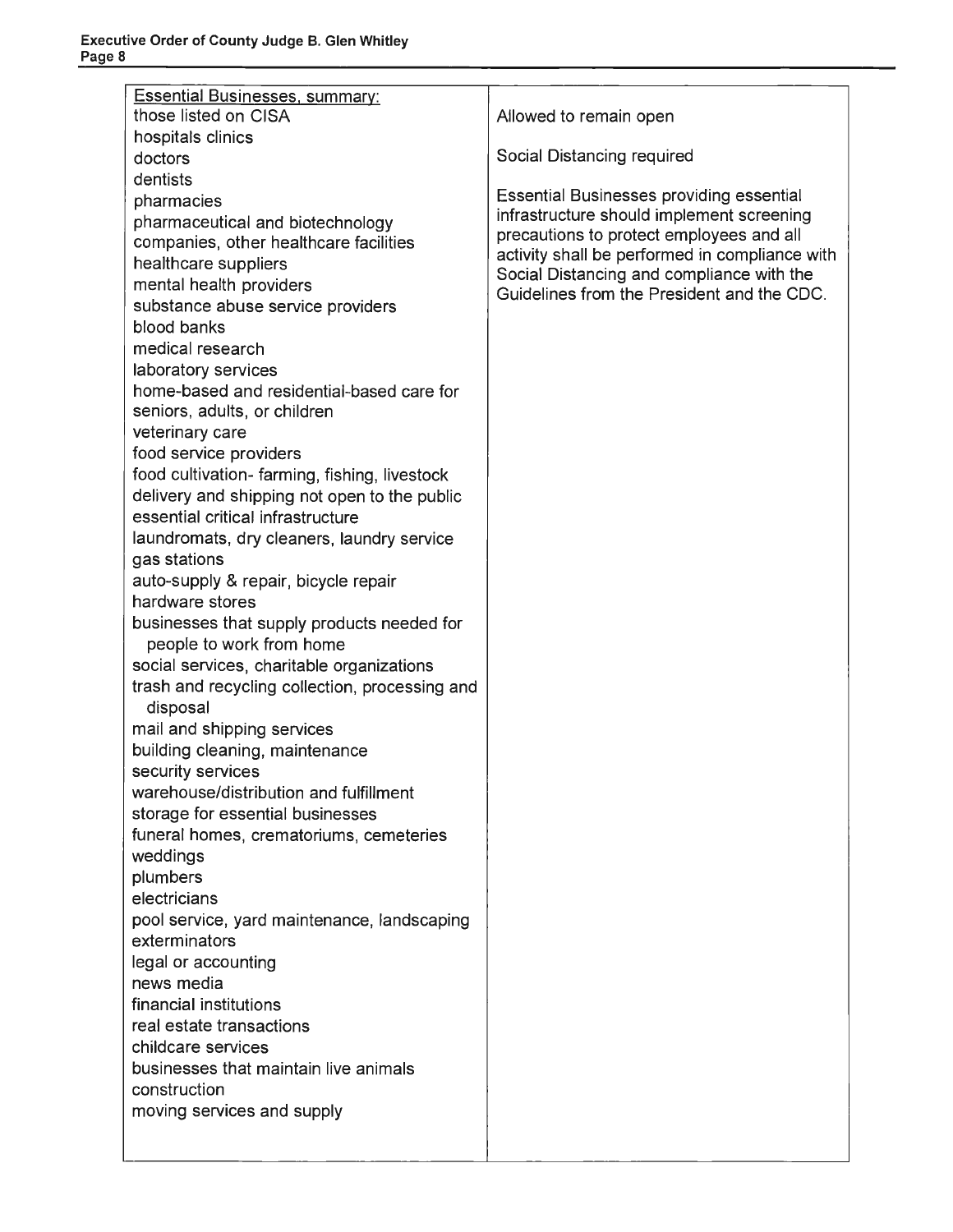| Essential Businesses, summary: | |
|---|---|
| those listed on CISA<br>hospitals clinics<br>doctors<br>dentists<br>pharmacies<br>pharmaceutical and biotechnology companies, other healthcare facilities<br>healthcare suppliers<br>mental health providers<br>substance abuse service providers<br>blood banks<br>medical research<br>laboratory services<br>home-based and residential-based care for seniors, adults, or children<br>veterinary care<br>food service providers<br>food cultivation- farming, fishing, livestock<br>delivery and shipping not open to the public<br>essential critical infrastructure<br>laundromats, dry cleaners, laundry service<br>gas stations<br>auto-supply & repair, bicycle repair<br>hardware stores<br>businesses that supply products needed for people to work from home<br>social services, charitable organizations<br>trash and recycling collection, processing and disposal<br>mail and shipping services<br>building cleaning, maintenance<br>security services<br>warehouse/distribution and fulfillment<br>storage for essential businesses<br>funeral homes, crematoriums, cemeteries<br>weddings<br>plumbers<br>electricians<br>pool service, yard maintenance, landscaping<br>exterminators<br>legal or accounting<br>news media<br>financial institutions<br>real estate transactions<br>childcare services<br>businesses that maintain live animals<br>construction<br>moving services and supply | Allowed to remain open<br><br>Social Distancing required<br><br>Essential Businesses providing essential infrastructure should implement screening precautions to protect employees and all activity shall be performed in compliance with Social Distancing and compliance with the Guidelines from the President and the CDC. |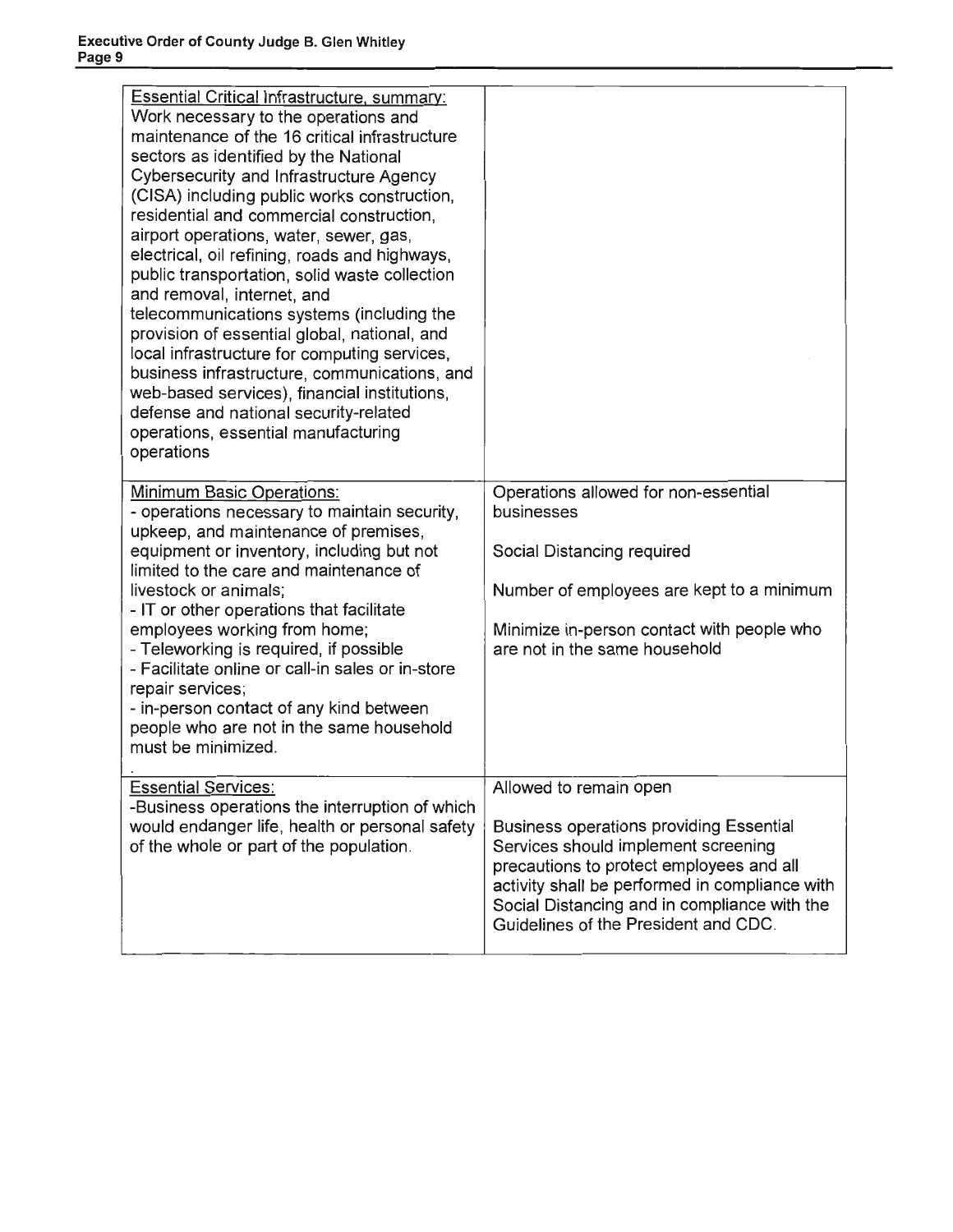| | |
|---|---|
| <u>Essential Critical Infrastructure, summary:</u> Work necessary to the operations and maintenance of the 16 critical infrastructure sectors as identified by the National Cybersecurity and Infrastructure Agency (CISA) including public works construction, residential and commercial construction, airport operations, water, sewer, gas, electrical, oil refining, roads and highways, public transportation, solid waste collection and removal, internet, and telecommunications systems (including the provision of essential global, national, and local infrastructure for computing services, business infrastructure, communications, and web-based services), financial institutions, defense and national security-related operations, essential manufacturing operations | |
| <u>Minimum Basic Operations:</u><br>- operations necessary to maintain security, upkeep, and maintenance of premises, equipment or inventory, including but not limited to the care and maintenance of livestock or animals;<br>- IT or other operations that facilitate employees working from home;<br>- Teleworking is required, if possible<br>- Facilitate online or call-in sales or in-store repair services;<br>- in-person contact of any kind between people who are not in the same household must be minimized. | Operations allowed for non-essential businesses<br><br>Social Distancing required<br><br>Number of employees are kept to a minimum<br><br>Minimize in-person contact with people who are not in the same household |
| <u>Essential Services:</u><br>-Business operations the interruption of which would endanger life, health or personal safety of the whole or part of the population. | Allowed to remain open<br><br>Business operations providing Essential Services should implement screening precautions to protect employees and all activity shall be performed in compliance with Social Distancing and in compliance with the Guidelines of the President and CDC. |